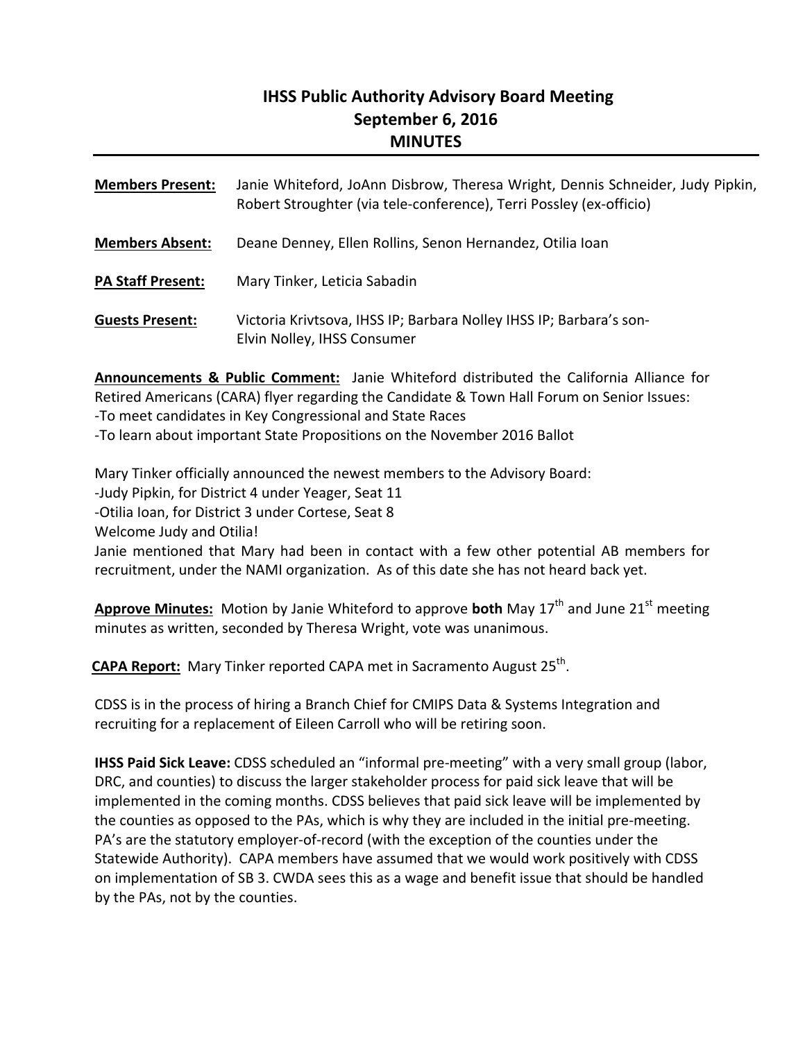# IHSS Public Authority Advisory Board Meeting
## September 6, 2016
## MINUTES

**Members Present:** Janie Whiteford, JoAnn Disbrow, Theresa Wright, Dennis Schneider, Judy Pipkin, Robert Stroughter (via tele-conference), Terri Possley (ex-officio)

**Members Absent:** Deane Denney, Ellen Rollins, Senon Hernandez, Otilia Ioan

**PA Staff Present:** Mary Tinker, Leticia Sabadin

**Guests Present:** Victoria Krivtsova, IHSS IP; Barbara Nolley IHSS IP; Barbara's son- Elvin Nolley, IHSS Consumer

**Announcements & Public Comment:** Janie Whiteford distributed the California Alliance for Retired Americans (CARA) flyer regarding the Candidate & Town Hall Forum on Senior Issues:
-To meet candidates in Key Congressional and State Races
-To learn about important State Propositions on the November 2016 Ballot

Mary Tinker officially announced the newest members to the Advisory Board:
-Judy Pipkin, for District 4 under Yeager, Seat 11
-Otilia Ioan, for District 3 under Cortese, Seat 8
Welcome Judy and Otilia!
Janie mentioned that Mary had been in contact with a few other potential AB members for recruitment, under the NAMI organization. As of this date she has not heard back yet.

**Approve Minutes:** Motion by Janie Whiteford to approve **both** May 17th and June 21st meeting minutes as written, seconded by Theresa Wright, vote was unanimous.

**CAPA Report:** Mary Tinker reported CAPA met in Sacramento August 25th.

CDSS is in the process of hiring a Branch Chief for CMIPS Data & Systems Integration and recruiting for a replacement of Eileen Carroll who will be retiring soon.

**IHSS Paid Sick Leave:** CDSS scheduled an "informal pre-meeting" with a very small group (labor, DRC, and counties) to discuss the larger stakeholder process for paid sick leave that will be implemented in the coming months. CDSS believes that paid sick leave will be implemented by the counties as opposed to the PAs, which is why they are included in the initial pre-meeting. PA's are the statutory employer-of-record (with the exception of the counties under the Statewide Authority). CAPA members have assumed that we would work positively with CDSS on implementation of SB 3. CWDA sees this as a wage and benefit issue that should be handled by the PAs, not by the counties.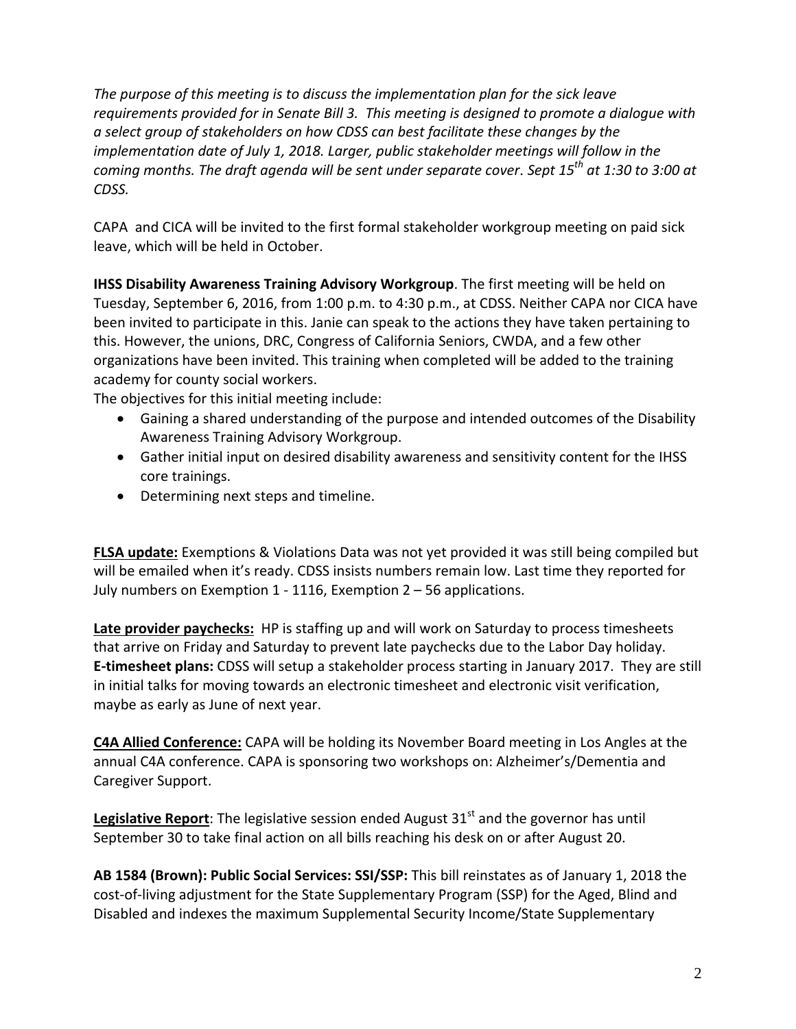*The purpose of this meeting is to discuss the implementation plan for the sick leave requirements provided for in Senate Bill 3. This meeting is designed to promote a dialogue with a select group of stakeholders on how CDSS can best facilitate these changes by the implementation date of July 1, 2018. Larger, public stakeholder meetings will follow in the coming months. The draft agenda will be sent under separate cover. Sept 15th at 1:30 to 3:00 at CDSS.*

CAPA and CICA will be invited to the first formal stakeholder workgroup meeting on paid sick leave, which will be held in October.

**IHSS Disability Awareness Training Advisory Workgroup**. The first meeting will be held on Tuesday, September 6, 2016, from 1:00 p.m. to 4:30 p.m., at CDSS. Neither CAPA nor CICA have been invited to participate in this. Janie can speak to the actions they have taken pertaining to this. However, the unions, DRC, Congress of California Seniors, CWDA, and a few other organizations have been invited. This training when completed will be added to the training academy for county social workers.

The objectives for this initial meeting include:

- Gaining a shared understanding of the purpose and intended outcomes of the Disability Awareness Training Advisory Workgroup.
- Gather initial input on desired disability awareness and sensitivity content for the IHSS core trainings.
- Determining next steps and timeline.

**FLSA update:** Exemptions & Violations Data was not yet provided it was still being compiled but will be emailed when it's ready. CDSS insists numbers remain low. Last time they reported for July numbers on Exemption 1 - 1116, Exemption 2 – 56 applications.

**Late provider paychecks:** HP is staffing up and will work on Saturday to process timesheets that arrive on Friday and Saturday to prevent late paychecks due to the Labor Day holiday.
**E-timesheet plans:** CDSS will setup a stakeholder process starting in January 2017. They are still in initial talks for moving towards an electronic timesheet and electronic visit verification, maybe as early as June of next year.

**C4A Allied Conference:** CAPA will be holding its November Board meeting in Los Angles at the annual C4A conference. CAPA is sponsoring two workshops on: Alzheimer's/Dementia and Caregiver Support.

**Legislative Report**: The legislative session ended August 31st and the governor has until September 30 to take final action on all bills reaching his desk on or after August 20.

**AB 1584 (Brown): Public Social Services: SSI/SSP:** This bill reinstates as of January 1, 2018 the cost-of-living adjustment for the State Supplementary Program (SSP) for the Aged, Blind and Disabled and indexes the maximum Supplemental Security Income/State Supplementary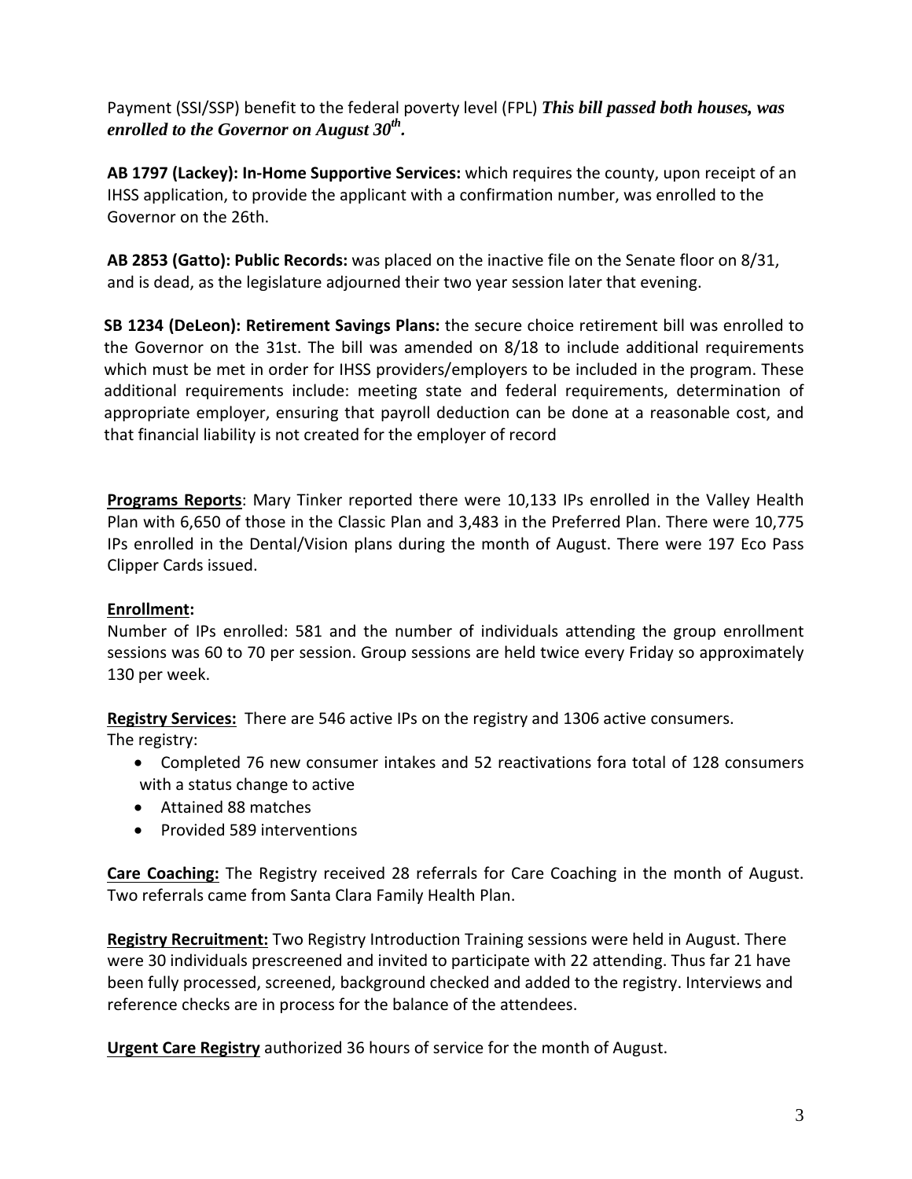Payment (SSI/SSP) benefit to the federal poverty level (FPL) ***This bill passed both houses, was enrolled to the Governor on August 30th.***

**AB 1797 (Lackey): In-Home Supportive Services:** which requires the county, upon receipt of an IHSS application, to provide the applicant with a confirmation number, was enrolled to the Governor on the 26th.

**AB 2853 (Gatto): Public Records:** was placed on the inactive file on the Senate floor on 8/31, and is dead, as the legislature adjourned their two year session later that evening.

**SB 1234 (DeLeon): Retirement Savings Plans:** the secure choice retirement bill was enrolled to the Governor on the 31st. The bill was amended on 8/18 to include additional requirements which must be met in order for IHSS providers/employers to be included in the program. These additional requirements include: meeting state and federal requirements, determination of appropriate employer, ensuring that payroll deduction can be done at a reasonable cost, and that financial liability is not created for the employer of record

**Programs Reports**: Mary Tinker reported there were 10,133 IPs enrolled in the Valley Health Plan with 6,650 of those in the Classic Plan and 3,483 in the Preferred Plan. There were 10,775 IPs enrolled in the Dental/Vision plans during the month of August. There were 197 Eco Pass Clipper Cards issued.

**Enrollment:**
Number of IPs enrolled: 581 and the number of individuals attending the group enrollment sessions was 60 to 70 per session. Group sessions are held twice every Friday so approximately 130 per week.

**Registry Services:** There are 546 active IPs on the registry and 1306 active consumers.
The registry:

- Completed 76 new consumer intakes and 52 reactivations fora total of 128 consumers with a status change to active
- Attained 88 matches
- Provided 589 interventions

**Care Coaching:** The Registry received 28 referrals for Care Coaching in the month of August. Two referrals came from Santa Clara Family Health Plan.

**Registry Recruitment:** Two Registry Introduction Training sessions were held in August. There were 30 individuals prescreened and invited to participate with 22 attending. Thus far 21 have been fully processed, screened, background checked and added to the registry. Interviews and reference checks are in process for the balance of the attendees.

**Urgent Care Registry** authorized 36 hours of service for the month of August.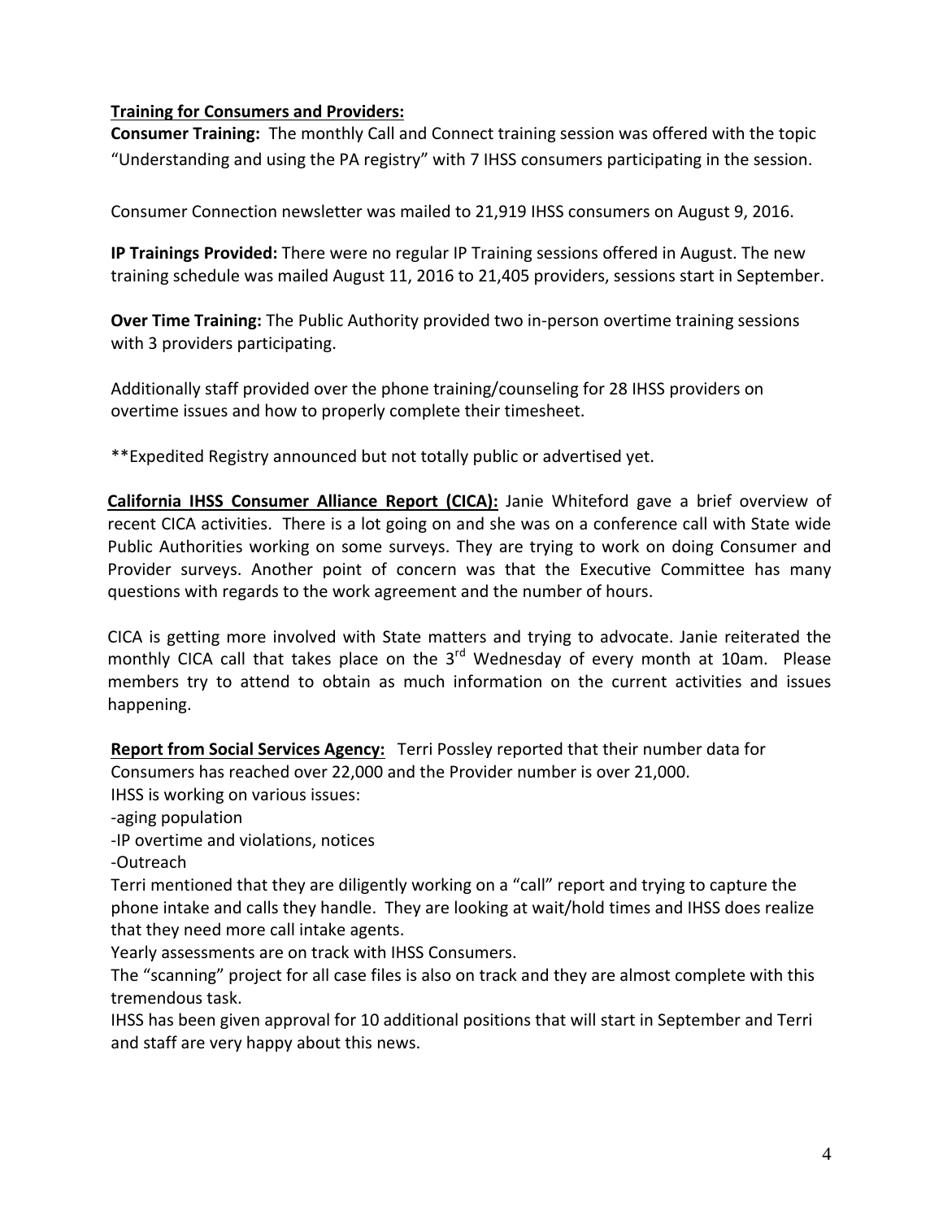**Training for Consumers and Providers:**

**Consumer Training:** The monthly Call and Connect training session was offered with the topic "Understanding and using the PA registry" with 7 IHSS consumers participating in the session.

Consumer Connection newsletter was mailed to 21,919 IHSS consumers on August 9, 2016.

**IP Trainings Provided:** There were no regular IP Training sessions offered in August. The new training schedule was mailed August 11, 2016 to 21,405 providers, sessions start in September.

**Over Time Training:** The Public Authority provided two in-person overtime training sessions with 3 providers participating.

Additionally staff provided over the phone training/counseling for 28 IHSS providers on overtime issues and how to properly complete their timesheet.

**Expedited Registry announced but not totally public or advertised yet.

**California IHSS Consumer Alliance Report (CICA):** Janie Whiteford gave a brief overview of recent CICA activities. There is a lot going on and she was on a conference call with State wide Public Authorities working on some surveys. They are trying to work on doing Consumer and Provider surveys. Another point of concern was that the Executive Committee has many questions with regards to the work agreement and the number of hours.

CICA is getting more involved with State matters and trying to advocate. Janie reiterated the monthly CICA call that takes place on the 3rd Wednesday of every month at 10am. Please members try to attend to obtain as much information on the current activities and issues happening.

**Report from Social Services Agency:** Terri Possley reported that their number data for Consumers has reached over 22,000 and the Provider number is over 21,000.

IHSS is working on various issues:

- aging population
- IP overtime and violations, notices
- Outreach

Terri mentioned that they are diligently working on a "call" report and trying to capture the phone intake and calls they handle. They are looking at wait/hold times and IHSS does realize that they need more call intake agents.

Yearly assessments are on track with IHSS Consumers.

The "scanning" project for all case files is also on track and they are almost complete with this tremendous task.

IHSS has been given approval for 10 additional positions that will start in September and Terri and staff are very happy about this news.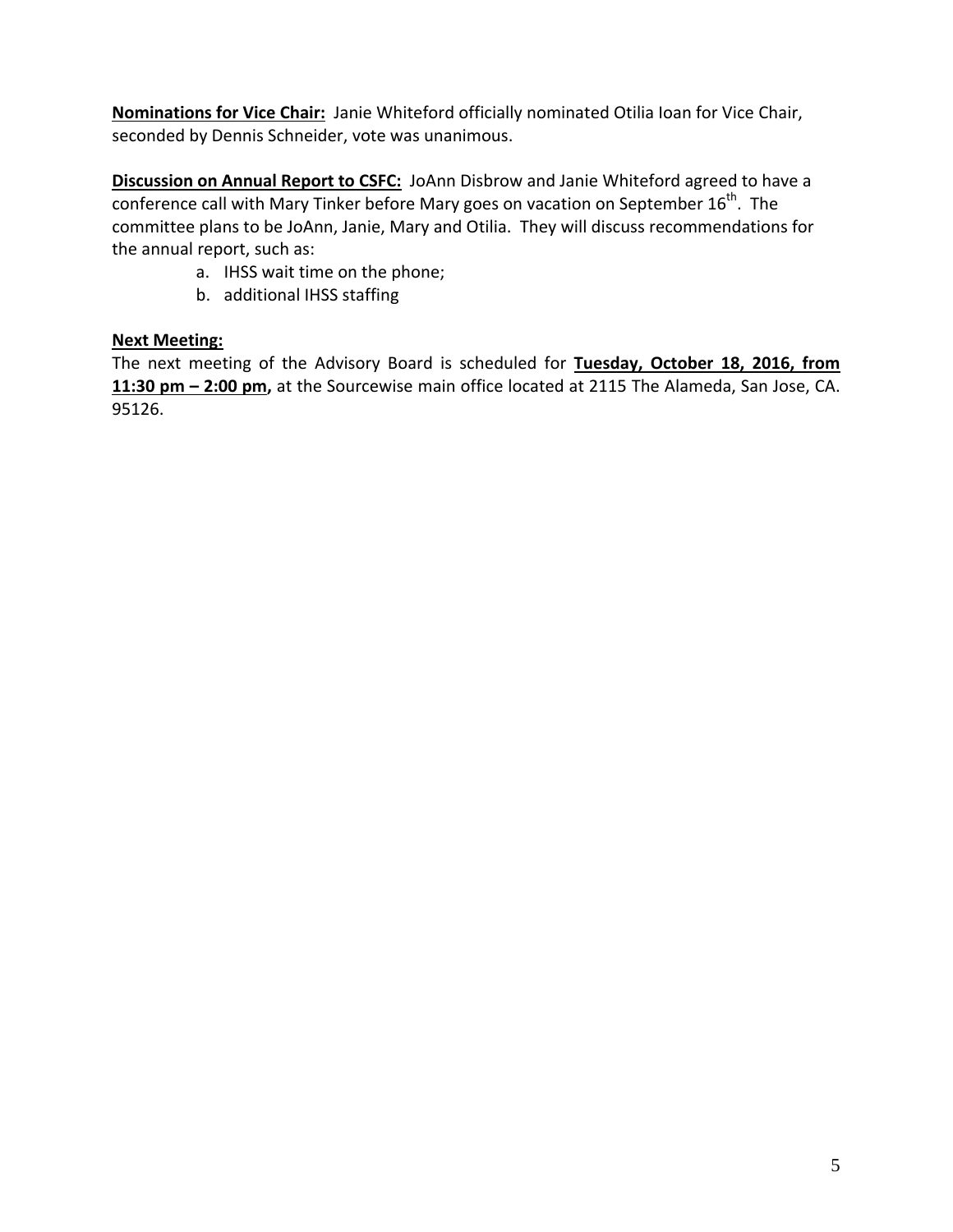**Nominations for Vice Chair:** Janie Whiteford officially nominated Otilia Ioan for Vice Chair, seconded by Dennis Schneider, vote was unanimous.

**Discussion on Annual Report to CSFC:** JoAnn Disbrow and Janie Whiteford agreed to have a conference call with Mary Tinker before Mary goes on vacation on September 16th. The committee plans to be JoAnn, Janie, Mary and Otilia. They will discuss recommendations for the annual report, such as:

a. IHSS wait time on the phone;
b. additional IHSS staffing

**Next Meeting:**

The next meeting of the Advisory Board is scheduled for **Tuesday, October 18, 2016, from 11:30 pm – 2:00 pm,** at the Sourcewise main office located at 2115 The Alameda, San Jose, CA. 95126.